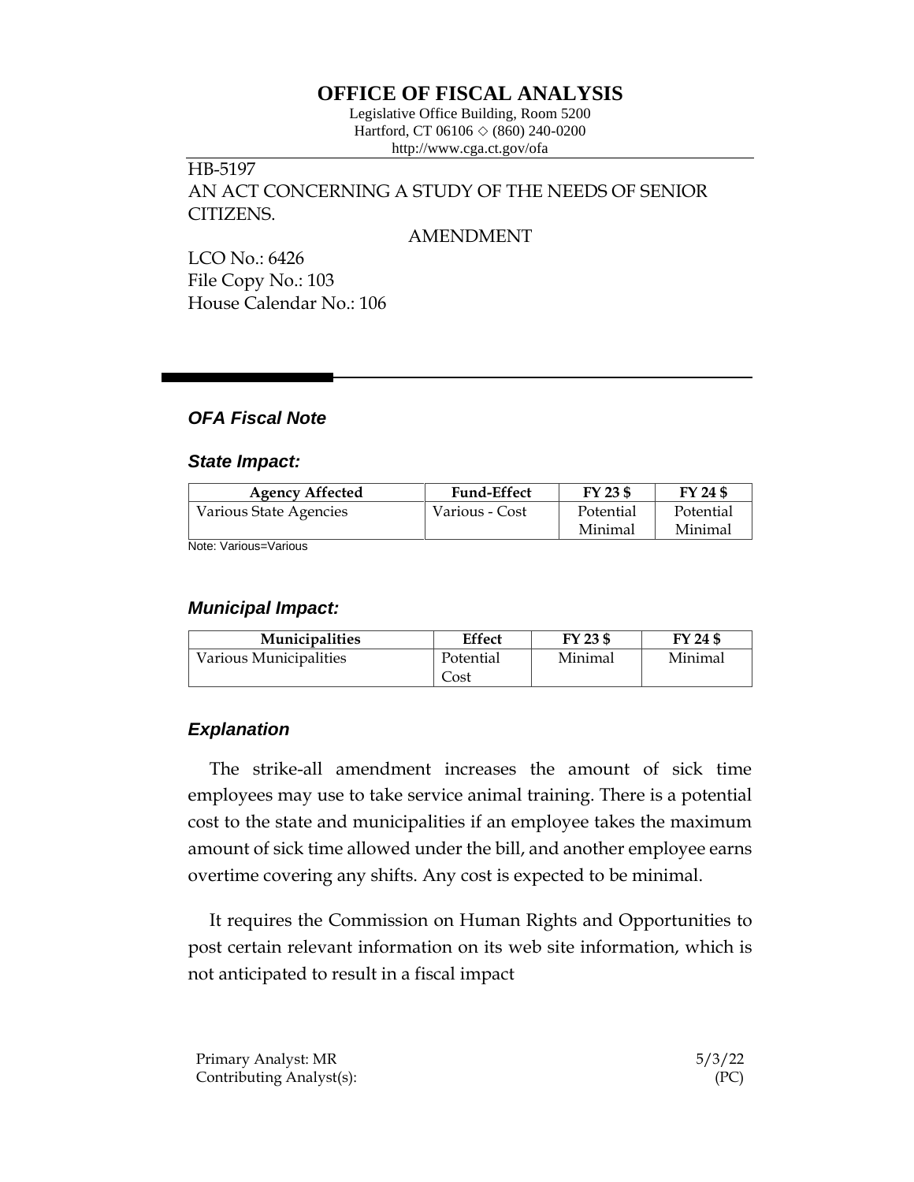# OFFICE OF FISCAL ANALYSIS

Legislative Office Building, Room 5200
Hartford, CT 06106 ◇ (860) 240-0200
http://www.cga.ct.gov/ofa

HB-5197
AN ACT CONCERNING A STUDY OF THE NEEDS OF SENIOR CITIZENS.

AMENDMENT

LCO No.: 6426
File Copy No.: 103
House Calendar No.: 106

## *OFA Fiscal Note*

### *State Impact:*

| Agency Affected | Fund-Effect | FY 23 $ | FY 24 $ |
|---|---|---|---|
| Various State Agencies | Various - Cost | Potential Minimal | Potential Minimal |

Note: Various=Various

### *Municipal Impact:*

| Municipalities | Effect | FY 23 $ | FY 24 $ |
|---|---|---|---|
| Various Municipalities | Potential Cost | Minimal | Minimal |

### *Explanation*

The strike-all amendment increases the amount of sick time employees may use to take service animal training. There is a potential cost to the state and municipalities if an employee takes the maximum amount of sick time allowed under the bill, and another employee earns overtime covering any shifts. Any cost is expected to be minimal.

It requires the Commission on Human Rights and Opportunities to post certain relevant information on its web site information, which is not anticipated to result in a fiscal impact

Primary Analyst: MR
Contributing Analyst(s):

5/3/22
(PC)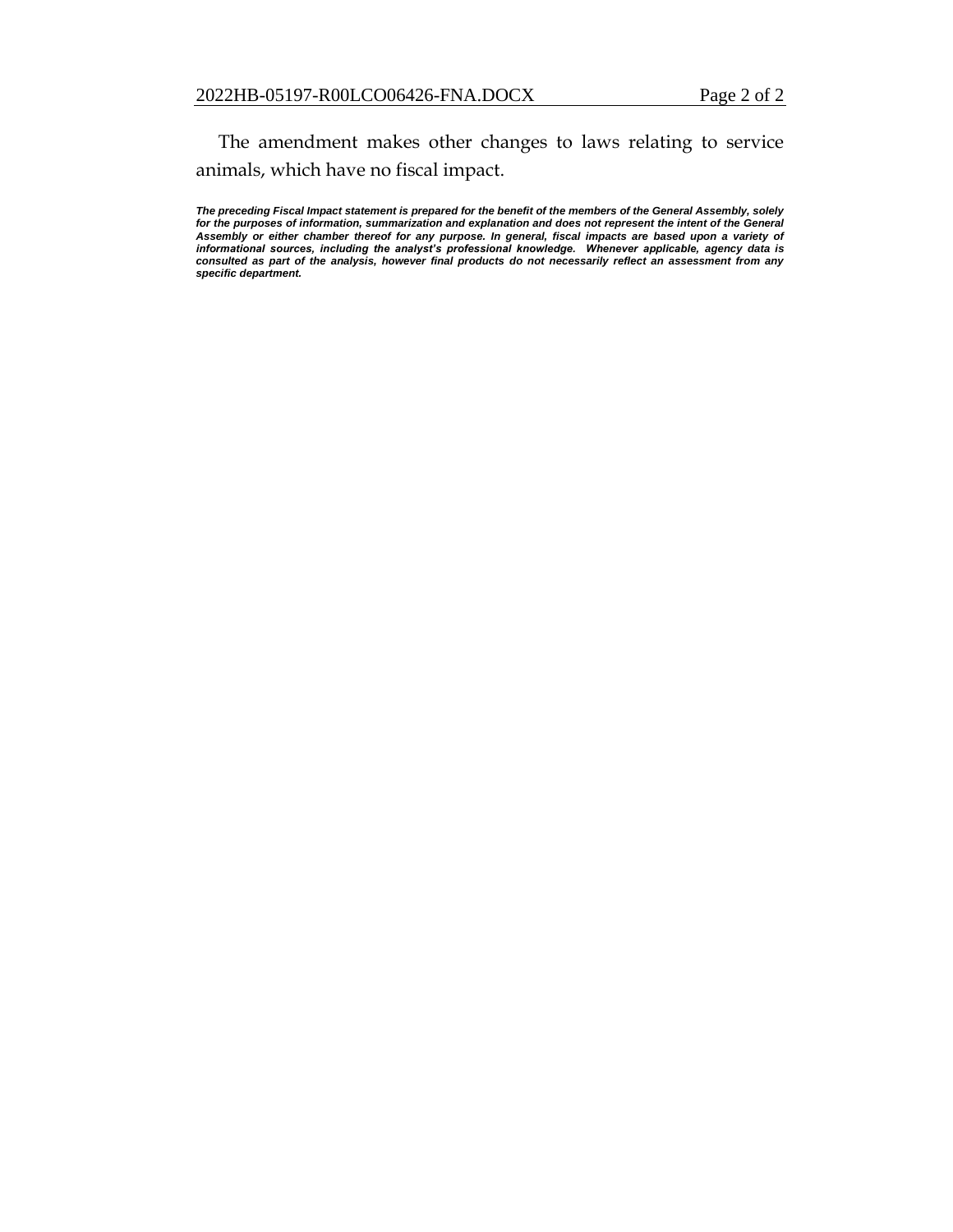The amendment makes other changes to laws relating to service animals, which have no fiscal impact.

***The preceding Fiscal Impact statement is prepared for the benefit of the members of the General Assembly, solely for the purposes of information, summarization and explanation and does not represent the intent of the General Assembly or either chamber thereof for any purpose. In general, fiscal impacts are based upon a variety of informational sources, including the analyst's professional knowledge. Whenever applicable, agency data is consulted as part of the analysis, however final products do not necessarily reflect an assessment from any specific department.***